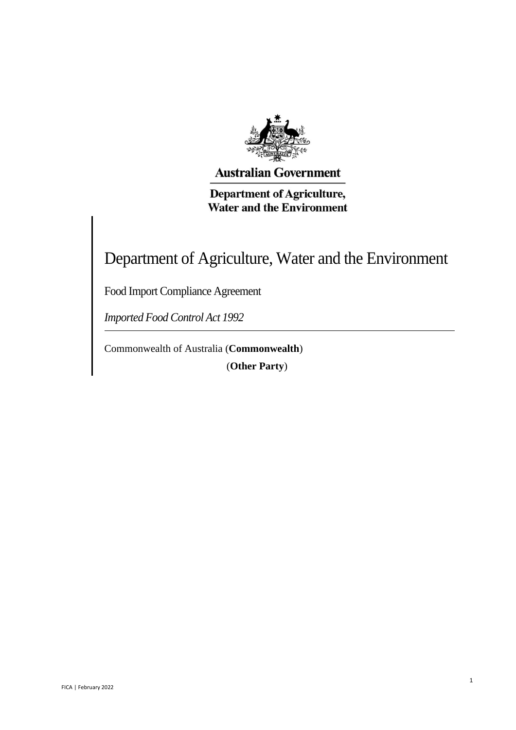Australian Government

Department of Agriculture, Water and the Environment

# Department of Agriculture, Water and the Environment

Food Import Compliance Agreement

*Imported Food Control Act 1992*

---

Commonwealth of Australia (**Commonwealth**)

(**Other Party**)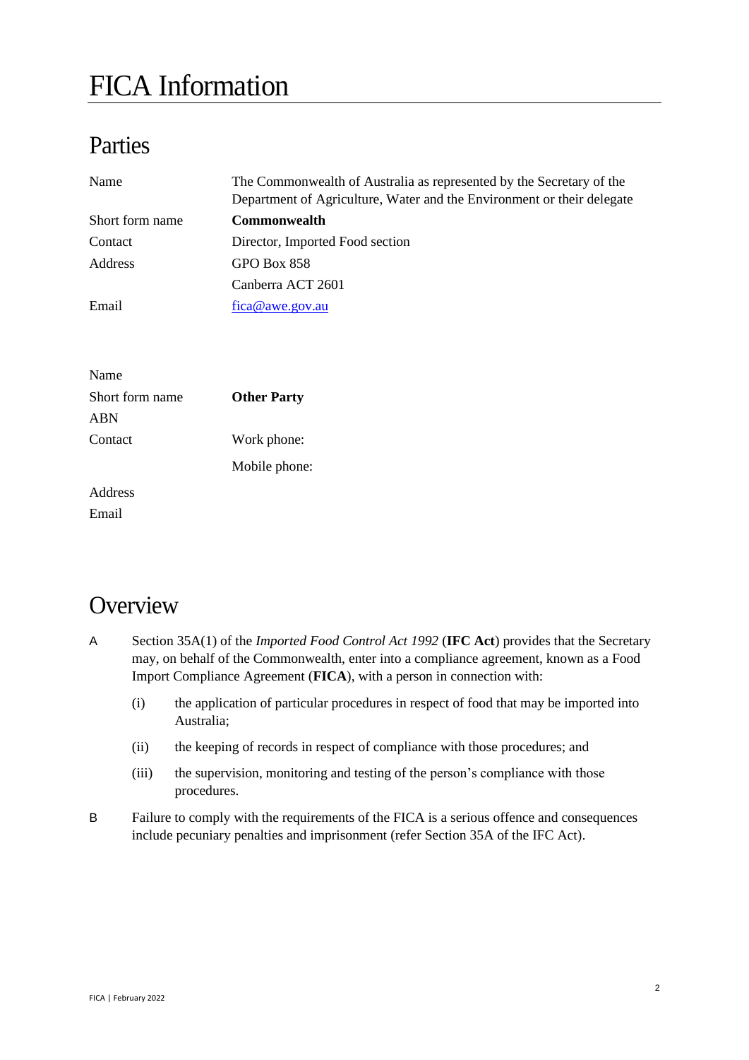# FICA Information

## Parties

| | |
|---|---|
| Name | The Commonwealth of Australia as represented by the Secretary of the Department of Agriculture, Water and the Environment or their delegate |
| Short form name | **Commonwealth** |
| Contact | Director, Imported Food section |
| Address | GPO Box 858<br>Canberra ACT 2601 |
| Email | fica@awe.gov.au |

| | |
|---|---|
| Name | |
| Short form name | **Other Party** |
| ABN | |
| Contact | Work phone:<br>Mobile phone: |
| Address | |
| Email | |

## Overview

A Section 35A(1) of the *Imported Food Control Act 1992* (**IFC Act**) provides that the Secretary may, on behalf of the Commonwealth, enter into a compliance agreement, known as a Food Import Compliance Agreement (**FICA**), with a person in connection with:

- (i) the application of particular procedures in respect of food that may be imported into Australia;
- (ii) the keeping of records in respect of compliance with those procedures; and
- (iii) the supervision, monitoring and testing of the person's compliance with those procedures.

B Failure to comply with the requirements of the FICA is a serious offence and consequences include pecuniary penalties and imprisonment (refer Section 35A of the IFC Act).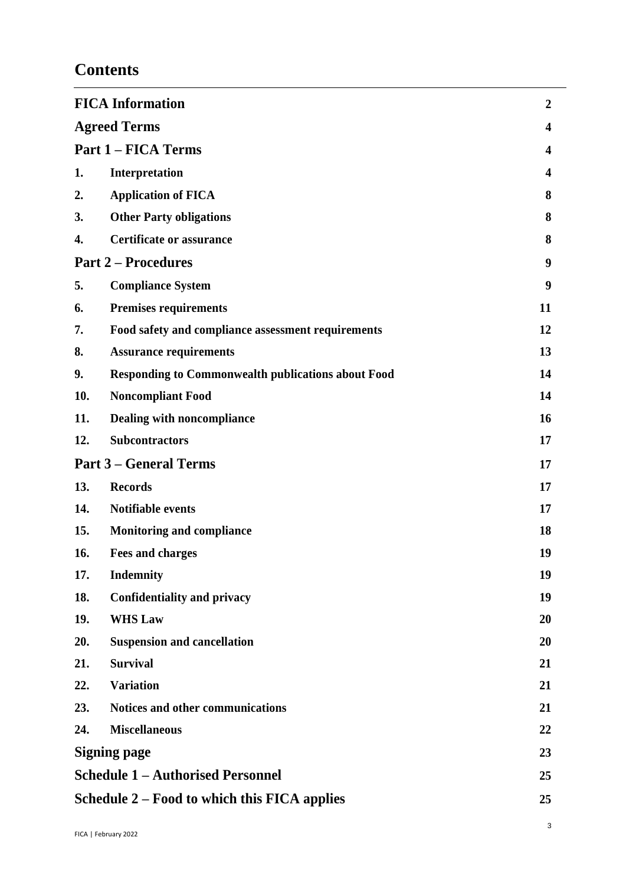# Contents

| | | |
|---|---|---|
| **FICA Information** | | **2** |
| **Agreed Terms** | | **4** |
| **Part 1 – FICA Terms** | | **4** |
| **1.** | **Interpretation** | **4** |
| **2.** | **Application of FICA** | **8** |
| **3.** | **Other Party obligations** | **8** |
| **4.** | **Certificate or assurance** | **8** |
| **Part 2 – Procedures** | | **9** |
| **5.** | **Compliance System** | **9** |
| **6.** | **Premises requirements** | **11** |
| **7.** | **Food safety and compliance assessment requirements** | **12** |
| **8.** | **Assurance requirements** | **13** |
| **9.** | **Responding to Commonwealth publications about Food** | **14** |
| **10.** | **Noncompliant Food** | **14** |
| **11.** | **Dealing with noncompliance** | **16** |
| **12.** | **Subcontractors** | **17** |
| **Part 3 – General Terms** | | **17** |
| **13.** | **Records** | **17** |
| **14.** | **Notifiable events** | **17** |
| **15.** | **Monitoring and compliance** | **18** |
| **16.** | **Fees and charges** | **19** |
| **17.** | **Indemnity** | **19** |
| **18.** | **Confidentiality and privacy** | **19** |
| **19.** | **WHS Law** | **20** |
| **20.** | **Suspension and cancellation** | **20** |
| **21.** | **Survival** | **21** |
| **22.** | **Variation** | **21** |
| **23.** | **Notices and other communications** | **21** |
| **24.** | **Miscellaneous** | **22** |
| **Signing page** | | **23** |
| **Schedule 1 – Authorised Personnel** | | **25** |
| **Schedule 2 – Food to which this FICA applies** | | **25** |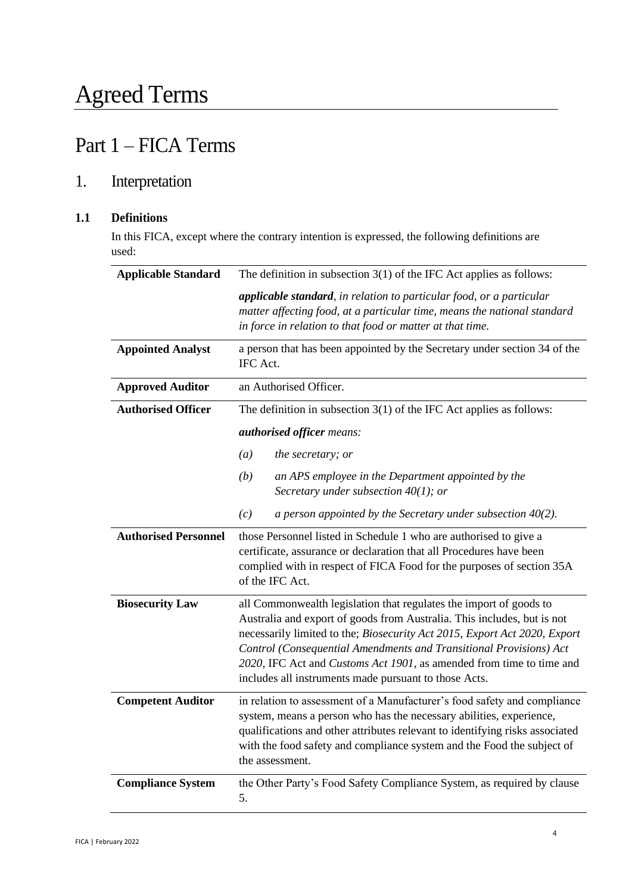# Agreed Terms

## Part 1 – FICA Terms

### 1. Interpretation

#### 1.1 Definitions

In this FICA, except where the contrary intention is expressed, the following definitions are used:

| | |
|---|---|
| **Applicable Standard** | The definition in subsection 3(1) of the IFC Act applies as follows:<br><br>***applicable standard****, in relation to particular food, or a particular matter affecting food, at a particular time, means the national standard in force in relation to that food or matter at that time.* |
| **Appointed Analyst** | a person that has been appointed by the Secretary under section 34 of the IFC Act. |
| **Approved Auditor** | an Authorised Officer. |
| **Authorised Officer** | The definition in subsection 3(1) of the IFC Act applies as follows:<br><br>***authorised officer*** *means:*<br><br>*(a) the secretary; or*<br><br>*(b) an APS employee in the Department appointed by the Secretary under subsection 40(1); or*<br><br>*(c) a person appointed by the Secretary under subsection 40(2).* |
| **Authorised Personnel** | those Personnel listed in Schedule 1 who are authorised to give a certificate, assurance or declaration that all Procedures have been complied with in respect of FICA Food for the purposes of section 35A of the IFC Act. |
| **Biosecurity Law** | all Commonwealth legislation that regulates the import of goods to Australia and export of goods from Australia. This includes, but is not necessarily limited to the; *Biosecurity Act 2015*, *Export Act 2020, Export Control (Consequential Amendments and Transitional Provisions) Act 2020,* IFC Act and *Customs Act 1901*, as amended from time to time and includes all instruments made pursuant to those Acts. |
| **Competent Auditor** | in relation to assessment of a Manufacturer's food safety and compliance system, means a person who has the necessary abilities, experience, qualifications and other attributes relevant to identifying risks associated with the food safety and compliance system and the Food the subject of the assessment. |
| **Compliance System** | the Other Party's Food Safety Compliance System, as required by clause 5. |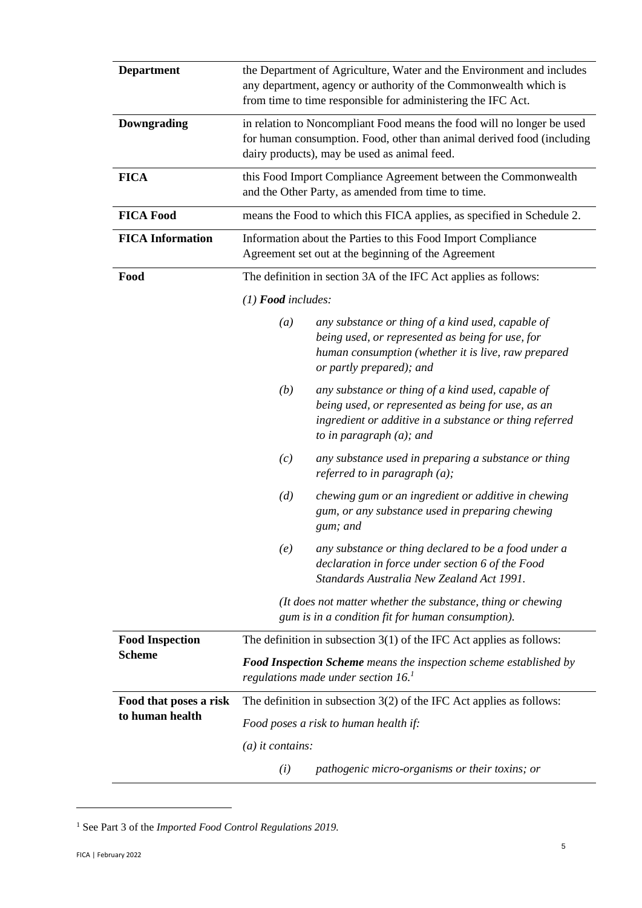| | |
|---|---|
| **Department** | the Department of Agriculture, Water and the Environment and includes any department, agency or authority of the Commonwealth which is from time to time responsible for administering the IFC Act. |
| **Downgrading** | in relation to Noncompliant Food means the food will no longer be used for human consumption. Food, other than animal derived food (including dairy products), may be used as animal feed. |
| **FICA** | this Food Import Compliance Agreement between the Commonwealth and the Other Party, as amended from time to time. |
| **FICA Food** | means the Food to which this FICA applies, as specified in Schedule 2. |
| **FICA Information** | Information about the Parties to this Food Import Compliance Agreement set out at the beginning of the Agreement |
| **Food** | The definition in section 3A of the IFC Act applies as follows:<br><br>*(1) **Food** includes:*<br><br>*(a) any substance or thing of a kind used, capable of being used, or represented as being for use, for human consumption (whether it is live, raw prepared or partly prepared); and*<br><br>*(b) any substance or thing of a kind used, capable of being used, or represented as being for use, as an ingredient or additive in a substance or thing referred to in paragraph (a); and*<br><br>*(c) any substance used in preparing a substance or thing referred to in paragraph (a);*<br><br>*(d) chewing gum or an ingredient or additive in chewing gum, or any substance used in preparing chewing gum; and*<br><br>*(e) any substance or thing declared to be a food under a declaration in force under section 6 of the Food Standards Australia New Zealand Act 1991.*<br><br>*(It does not matter whether the substance, thing or chewing gum is in a condition fit for human consumption).* |
| **Food Inspection Scheme** | The definition in subsection 3(1) of the IFC Act applies as follows:<br><br>***Food Inspection Scheme** means the inspection scheme established by regulations made under section 16.*[1] |
| **Food that poses a risk to human health** | The definition in subsection 3(2) of the IFC Act applies as follows:<br><br>*Food poses a risk to human health if:*<br><br>*(a) it contains:*<br><br>*(i) pathogenic micro-organisms or their toxins; or* |

[1] See Part 3 of the *Imported Food Control Regulations 2019.*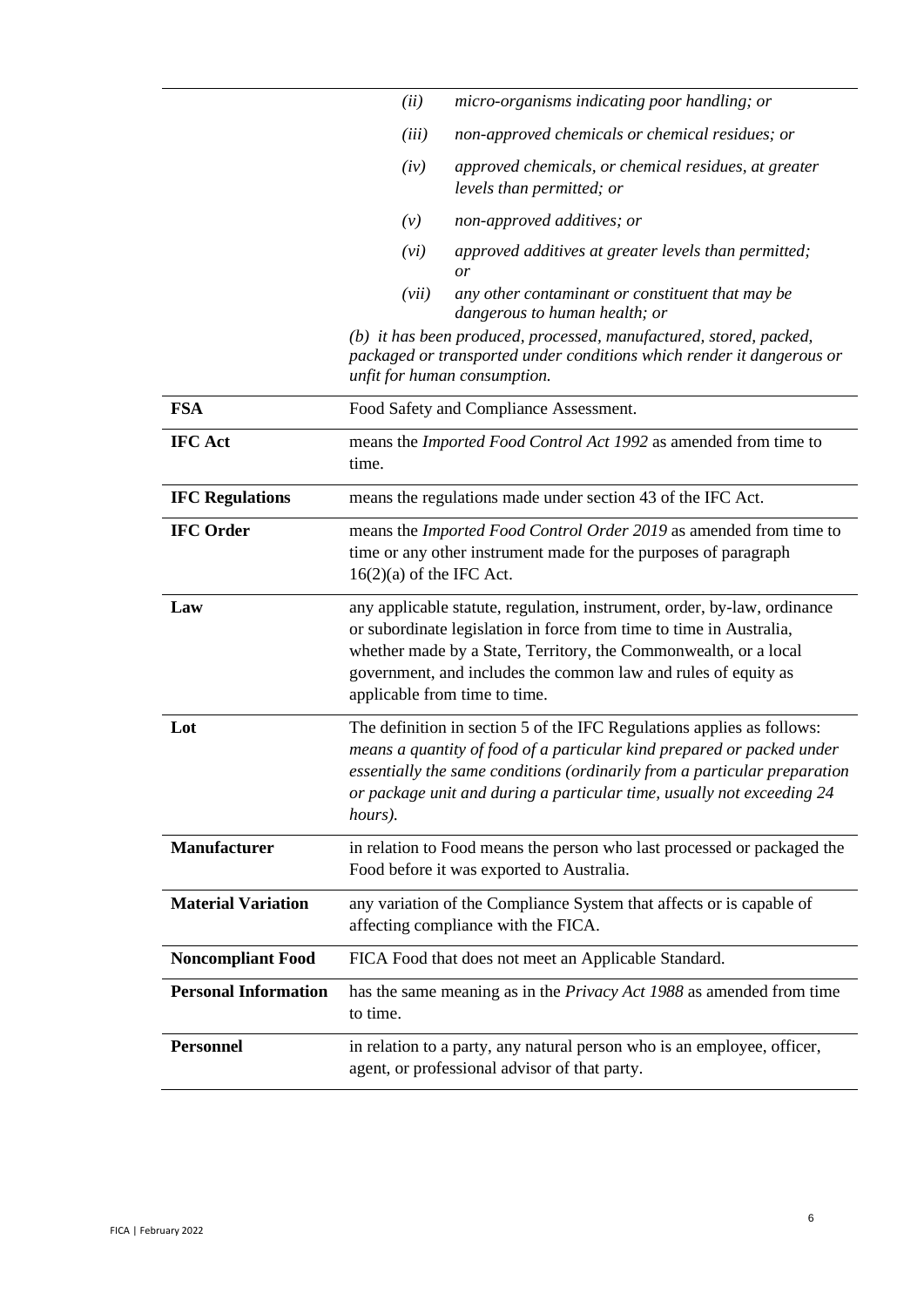| | |
|---|---|
| | *(ii) micro-organisms indicating poor handling; or*<br>*(iii) non-approved chemicals or chemical residues; or*<br>*(iv) approved chemicals, or chemical residues, at greater levels than permitted; or*<br>*(v) non-approved additives; or*<br>*(vi) approved additives at greater levels than permitted; or*<br>*(vii) any other contaminant or constituent that may be dangerous to human health; or*<br>*(b) it has been produced, processed, manufactured, stored, packed, packaged or transported under conditions which render it dangerous or unfit for human consumption.* |
| **FSA** | Food Safety and Compliance Assessment. |
| **IFC Act** | means the *Imported Food Control Act 1992* as amended from time to time. |
| **IFC Regulations** | means the regulations made under section 43 of the IFC Act. |
| **IFC Order** | means the *Imported Food Control Order 2019* as amended from time to time or any other instrument made for the purposes of paragraph 16(2)(a) of the IFC Act. |
| **Law** | any applicable statute, regulation, instrument, order, by-law, ordinance or subordinate legislation in force from time to time in Australia, whether made by a State, Territory, the Commonwealth, or a local government, and includes the common law and rules of equity as applicable from time to time. |
| **Lot** | The definition in section 5 of the IFC Regulations applies as follows: *means a quantity of food of a particular kind prepared or packed under essentially the same conditions (ordinarily from a particular preparation or package unit and during a particular time, usually not exceeding 24 hours).* |
| **Manufacturer** | in relation to Food means the person who last processed or packaged the Food before it was exported to Australia. |
| **Material Variation** | any variation of the Compliance System that affects or is capable of affecting compliance with the FICA. |
| **Noncompliant Food** | FICA Food that does not meet an Applicable Standard. |
| **Personal Information** | has the same meaning as in the *Privacy Act 1988* as amended from time to time. |
| **Personnel** | in relation to a party, any natural person who is an employee, officer, agent, or professional advisor of that party. |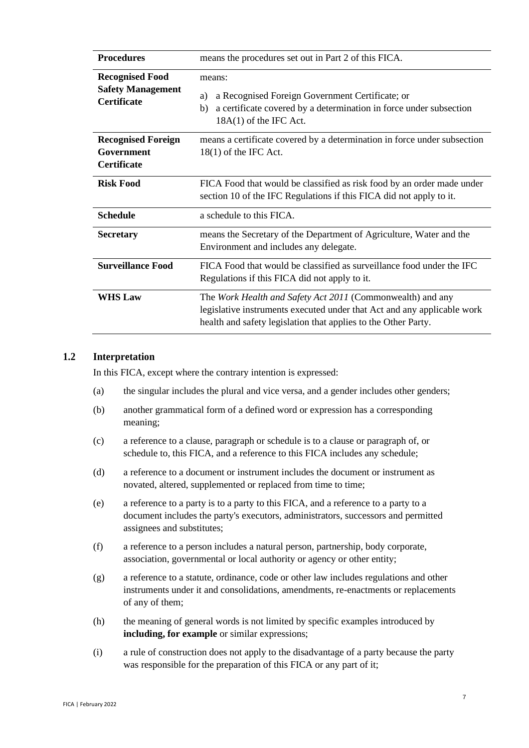| | |
|---|---|
| **Procedures** | means the procedures set out in Part 2 of this FICA. |
| **Recognised Food Safety Management Certificate** | means:<br>a) a Recognised Foreign Government Certificate; or<br>b) a certificate covered by a determination in force under subsection 18A(1) of the IFC Act. |
| **Recognised Foreign Government Certificate** | means a certificate covered by a determination in force under subsection 18(1) of the IFC Act. |
| **Risk Food** | FICA Food that would be classified as risk food by an order made under section 10 of the IFC Regulations if this FICA did not apply to it. |
| **Schedule** | a schedule to this FICA. |
| **Secretary** | means the Secretary of the Department of Agriculture, Water and the Environment and includes any delegate. |
| **Surveillance Food** | FICA Food that would be classified as surveillance food under the IFC Regulations if this FICA did not apply to it. |
| **WHS Law** | The *Work Health and Safety Act 2011* (Commonwealth) and any legislative instruments executed under that Act and any applicable work health and safety legislation that applies to the Other Party. |

## 1.2 Interpretation

In this FICA, except where the contrary intention is expressed:

(a) the singular includes the plural and vice versa, and a gender includes other genders;

(b) another grammatical form of a defined word or expression has a corresponding meaning;

(c) a reference to a clause, paragraph or schedule is to a clause or paragraph of, or schedule to, this FICA, and a reference to this FICA includes any schedule;

(d) a reference to a document or instrument includes the document or instrument as novated, altered, supplemented or replaced from time to time;

(e) a reference to a party is to a party to this FICA, and a reference to a party to a document includes the party's executors, administrators, successors and permitted assignees and substitutes;

(f) a reference to a person includes a natural person, partnership, body corporate, association, governmental or local authority or agency or other entity;

(g) a reference to a statute, ordinance, code or other law includes regulations and other instruments under it and consolidations, amendments, re-enactments or replacements of any of them;

(h) the meaning of general words is not limited by specific examples introduced by **including, for example** or similar expressions;

(i) a rule of construction does not apply to the disadvantage of a party because the party was responsible for the preparation of this FICA or any part of it;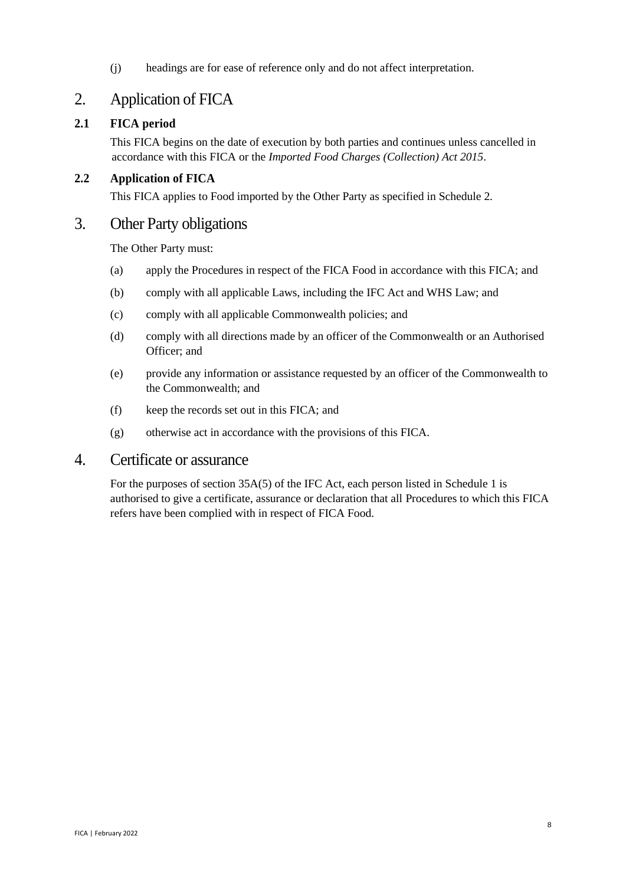(j) headings are for ease of reference only and do not affect interpretation.

# 2. Application of FICA

### 2.1 FICA period

This FICA begins on the date of execution by both parties and continues unless cancelled in accordance with this FICA or the *Imported Food Charges (Collection) Act 2015*.

### 2.2 Application of FICA

This FICA applies to Food imported by the Other Party as specified in Schedule 2.

# 3. Other Party obligations

The Other Party must:

(a) apply the Procedures in respect of the FICA Food in accordance with this FICA; and

(b) comply with all applicable Laws, including the IFC Act and WHS Law; and

(c) comply with all applicable Commonwealth policies; and

(d) comply with all directions made by an officer of the Commonwealth or an Authorised Officer; and

(e) provide any information or assistance requested by an officer of the Commonwealth to the Commonwealth; and

(f) keep the records set out in this FICA; and

(g) otherwise act in accordance with the provisions of this FICA.

# 4. Certificate or assurance

For the purposes of section 35A(5) of the IFC Act, each person listed in Schedule 1 is authorised to give a certificate, assurance or declaration that all Procedures to which this FICA refers have been complied with in respect of FICA Food.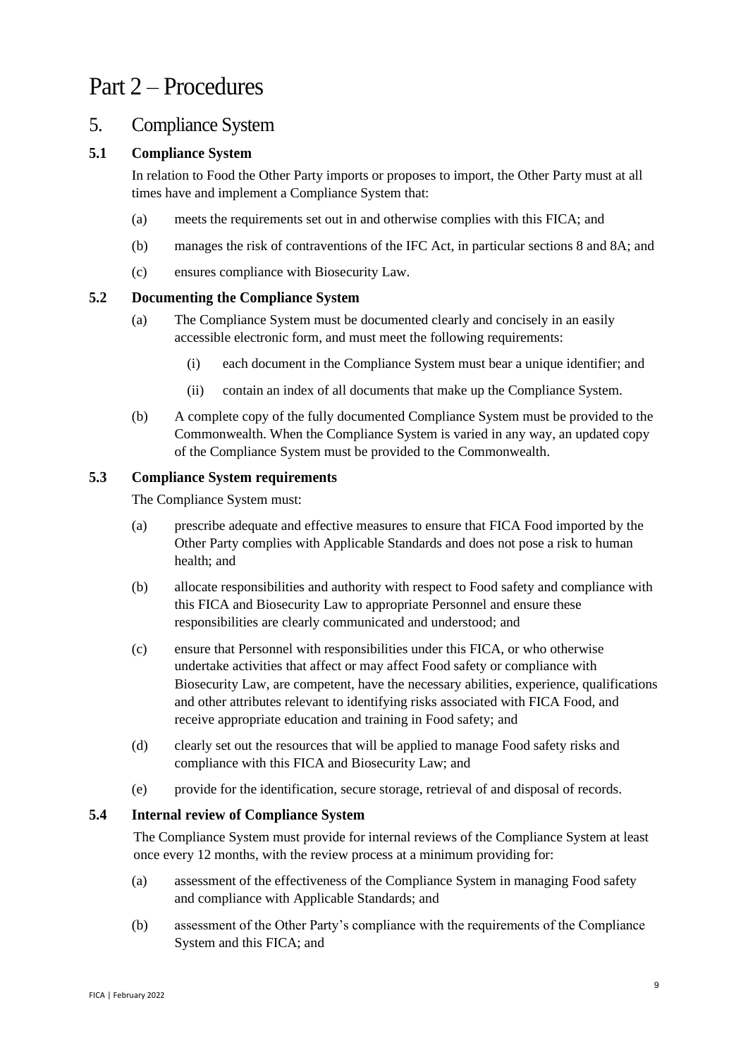# Part 2 – Procedures

## 5. Compliance System

### 5.1 Compliance System

In relation to Food the Other Party imports or proposes to import, the Other Party must at all times have and implement a Compliance System that:

(a) meets the requirements set out in and otherwise complies with this FICA; and

(b) manages the risk of contraventions of the IFC Act, in particular sections 8 and 8A; and

(c) ensures compliance with Biosecurity Law.

### 5.2 Documenting the Compliance System

(a) The Compliance System must be documented clearly and concisely in an easily accessible electronic form, and must meet the following requirements:

  (i) each document in the Compliance System must bear a unique identifier; and

  (ii) contain an index of all documents that make up the Compliance System.

(b) A complete copy of the fully documented Compliance System must be provided to the Commonwealth. When the Compliance System is varied in any way, an updated copy of the Compliance System must be provided to the Commonwealth.

### 5.3 Compliance System requirements

The Compliance System must:

(a) prescribe adequate and effective measures to ensure that FICA Food imported by the Other Party complies with Applicable Standards and does not pose a risk to human health; and

(b) allocate responsibilities and authority with respect to Food safety and compliance with this FICA and Biosecurity Law to appropriate Personnel and ensure these responsibilities are clearly communicated and understood; and

(c) ensure that Personnel with responsibilities under this FICA, or who otherwise undertake activities that affect or may affect Food safety or compliance with Biosecurity Law, are competent, have the necessary abilities, experience, qualifications and other attributes relevant to identifying risks associated with FICA Food, and receive appropriate education and training in Food safety; and

(d) clearly set out the resources that will be applied to manage Food safety risks and compliance with this FICA and Biosecurity Law; and

(e) provide for the identification, secure storage, retrieval of and disposal of records.

### 5.4 Internal review of Compliance System

The Compliance System must provide for internal reviews of the Compliance System at least once every 12 months, with the review process at a minimum providing for:

(a) assessment of the effectiveness of the Compliance System in managing Food safety and compliance with Applicable Standards; and

(b) assessment of the Other Party's compliance with the requirements of the Compliance System and this FICA; and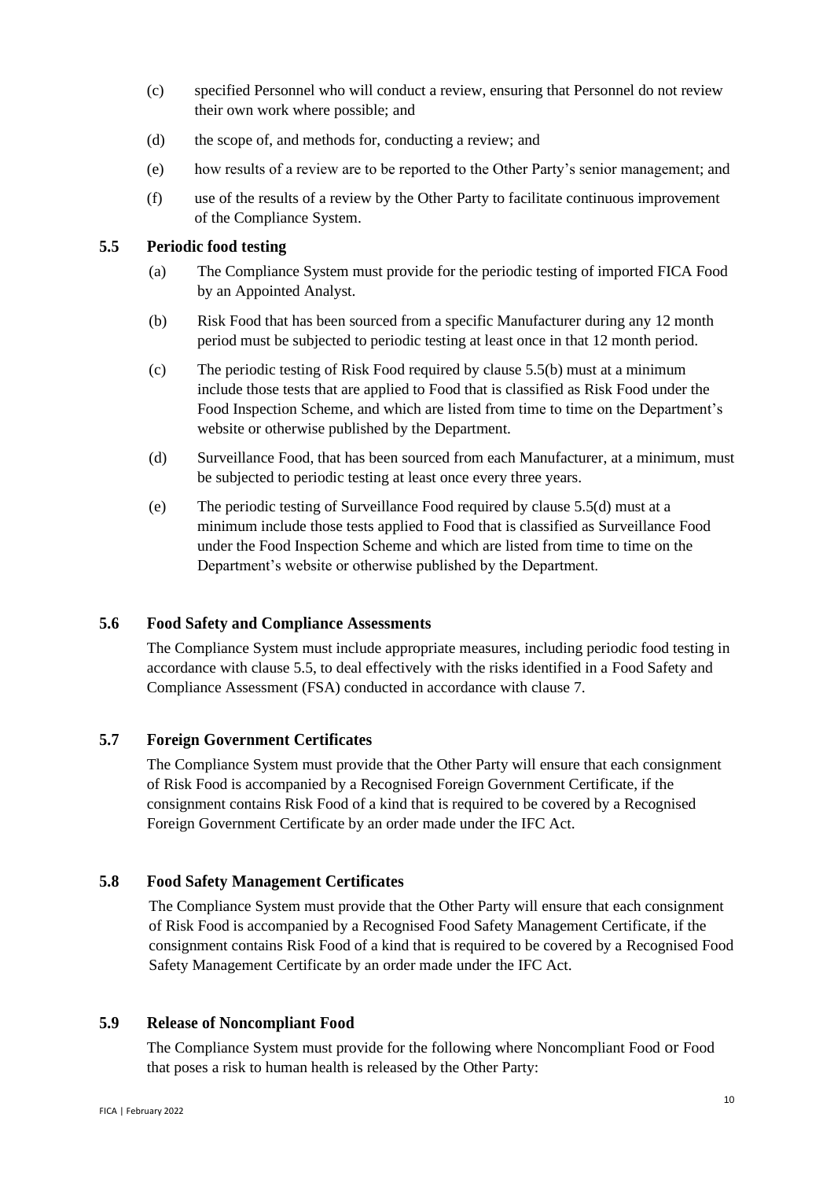(c) specified Personnel who will conduct a review, ensuring that Personnel do not review their own work where possible; and

(d) the scope of, and methods for, conducting a review; and

(e) how results of a review are to be reported to the Other Party's senior management; and

(f) use of the results of a review by the Other Party to facilitate continuous improvement of the Compliance System.

### 5.5 Periodic food testing

(a) The Compliance System must provide for the periodic testing of imported FICA Food by an Appointed Analyst.

(b) Risk Food that has been sourced from a specific Manufacturer during any 12 month period must be subjected to periodic testing at least once in that 12 month period.

(c) The periodic testing of Risk Food required by clause 5.5(b) must at a minimum include those tests that are applied to Food that is classified as Risk Food under the Food Inspection Scheme, and which are listed from time to time on the Department's website or otherwise published by the Department.

(d) Surveillance Food, that has been sourced from each Manufacturer, at a minimum, must be subjected to periodic testing at least once every three years.

(e) The periodic testing of Surveillance Food required by clause 5.5(d) must at a minimum include those tests applied to Food that is classified as Surveillance Food under the Food Inspection Scheme and which are listed from time to time on the Department's website or otherwise published by the Department.

### 5.6 Food Safety and Compliance Assessments

The Compliance System must include appropriate measures, including periodic food testing in accordance with clause 5.5, to deal effectively with the risks identified in a Food Safety and Compliance Assessment (FSA) conducted in accordance with clause 7.

### 5.7 Foreign Government Certificates

The Compliance System must provide that the Other Party will ensure that each consignment of Risk Food is accompanied by a Recognised Foreign Government Certificate, if the consignment contains Risk Food of a kind that is required to be covered by a Recognised Foreign Government Certificate by an order made under the IFC Act.

### 5.8 Food Safety Management Certificates

The Compliance System must provide that the Other Party will ensure that each consignment of Risk Food is accompanied by a Recognised Food Safety Management Certificate, if the consignment contains Risk Food of a kind that is required to be covered by a Recognised Food Safety Management Certificate by an order made under the IFC Act.

### 5.9 Release of Noncompliant Food

The Compliance System must provide for the following where Noncompliant Food or Food that poses a risk to human health is released by the Other Party: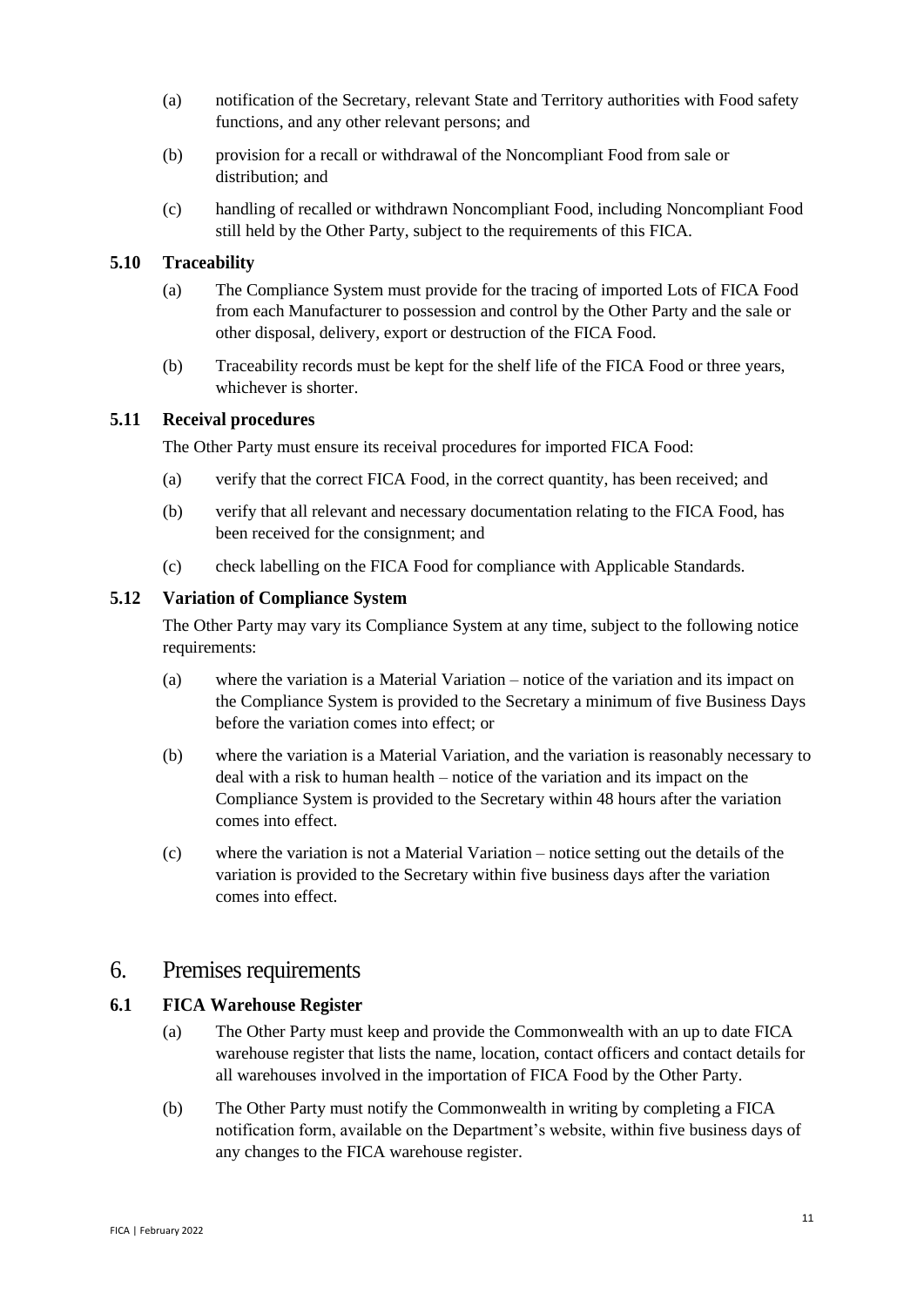(a) notification of the Secretary, relevant State and Territory authorities with Food safety functions, and any other relevant persons; and

(b) provision for a recall or withdrawal of the Noncompliant Food from sale or distribution; and

(c) handling of recalled or withdrawn Noncompliant Food, including Noncompliant Food still held by the Other Party, subject to the requirements of this FICA.

### 5.10 Traceability

(a) The Compliance System must provide for the tracing of imported Lots of FICA Food from each Manufacturer to possession and control by the Other Party and the sale or other disposal, delivery, export or destruction of the FICA Food.

(b) Traceability records must be kept for the shelf life of the FICA Food or three years, whichever is shorter.

### 5.11 Receival procedures

The Other Party must ensure its receival procedures for imported FICA Food:

(a) verify that the correct FICA Food, in the correct quantity, has been received; and

(b) verify that all relevant and necessary documentation relating to the FICA Food, has been received for the consignment; and

(c) check labelling on the FICA Food for compliance with Applicable Standards.

### 5.12 Variation of Compliance System

The Other Party may vary its Compliance System at any time, subject to the following notice requirements:

(a) where the variation is a Material Variation – notice of the variation and its impact on the Compliance System is provided to the Secretary a minimum of five Business Days before the variation comes into effect; or

(b) where the variation is a Material Variation, and the variation is reasonably necessary to deal with a risk to human health – notice of the variation and its impact on the Compliance System is provided to the Secretary within 48 hours after the variation comes into effect.

(c) where the variation is not a Material Variation – notice setting out the details of the variation is provided to the Secretary within five business days after the variation comes into effect.

## 6. Premises requirements

### 6.1 FICA Warehouse Register

(a) The Other Party must keep and provide the Commonwealth with an up to date FICA warehouse register that lists the name, location, contact officers and contact details for all warehouses involved in the importation of FICA Food by the Other Party.

(b) The Other Party must notify the Commonwealth in writing by completing a FICA notification form, available on the Department's website, within five business days of any changes to the FICA warehouse register.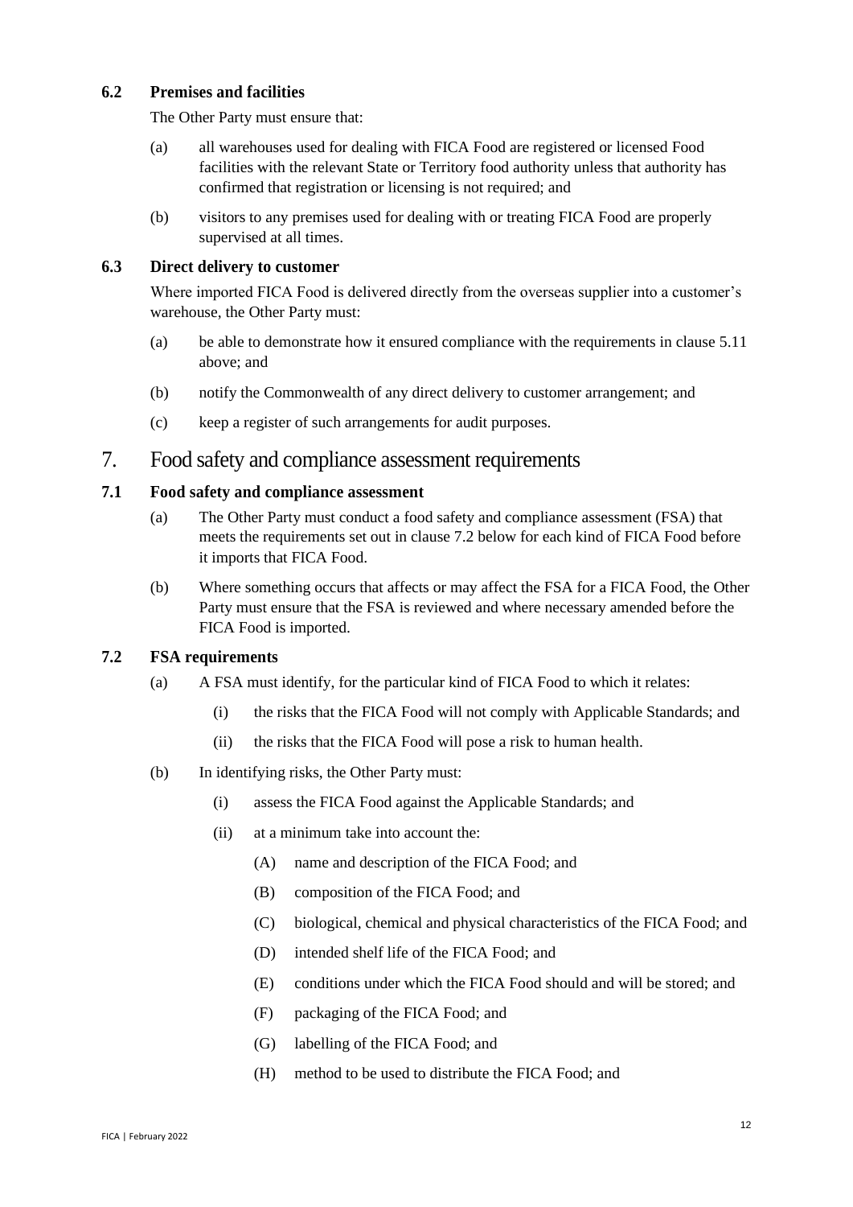### 6.2 Premises and facilities

The Other Party must ensure that:

(a) all warehouses used for dealing with FICA Food are registered or licensed Food facilities with the relevant State or Territory food authority unless that authority has confirmed that registration or licensing is not required; and

(b) visitors to any premises used for dealing with or treating FICA Food are properly supervised at all times.

### 6.3 Direct delivery to customer

Where imported FICA Food is delivered directly from the overseas supplier into a customer's warehouse, the Other Party must:

(a) be able to demonstrate how it ensured compliance with the requirements in clause 5.11 above; and

(b) notify the Commonwealth of any direct delivery to customer arrangement; and

(c) keep a register of such arrangements for audit purposes.

## 7. Food safety and compliance assessment requirements

### 7.1 Food safety and compliance assessment

(a) The Other Party must conduct a food safety and compliance assessment (FSA) that meets the requirements set out in clause 7.2 below for each kind of FICA Food before it imports that FICA Food.

(b) Where something occurs that affects or may affect the FSA for a FICA Food, the Other Party must ensure that the FSA is reviewed and where necessary amended before the FICA Food is imported.

### 7.2 FSA requirements

(a) A FSA must identify, for the particular kind of FICA Food to which it relates:

  (i) the risks that the FICA Food will not comply with Applicable Standards; and

  (ii) the risks that the FICA Food will pose a risk to human health.

(b) In identifying risks, the Other Party must:

  (i) assess the FICA Food against the Applicable Standards; and

  (ii) at a minimum take into account the:

    (A) name and description of the FICA Food; and

    (B) composition of the FICA Food; and

    (C) biological, chemical and physical characteristics of the FICA Food; and

    (D) intended shelf life of the FICA Food; and

    (E) conditions under which the FICA Food should and will be stored; and

    (F) packaging of the FICA Food; and

    (G) labelling of the FICA Food; and

    (H) method to be used to distribute the FICA Food; and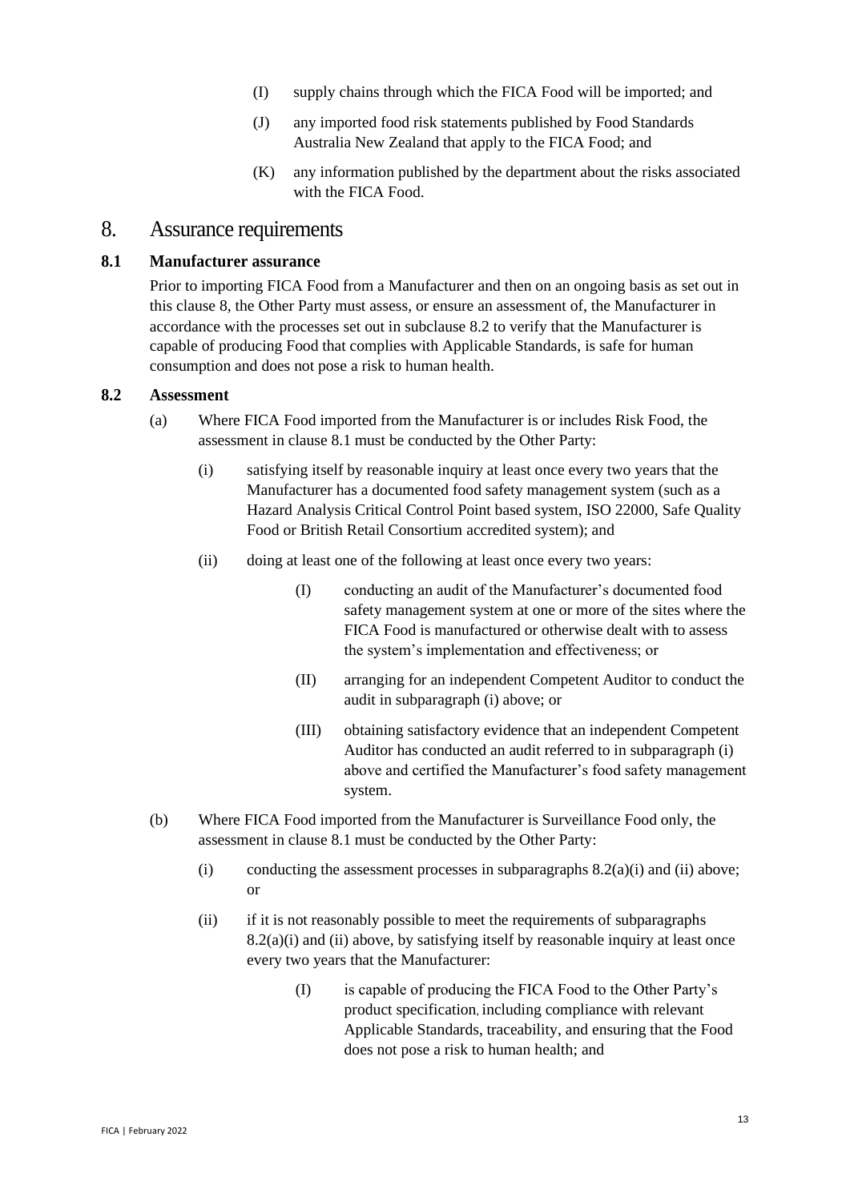(I) supply chains through which the FICA Food will be imported; and

(J) any imported food risk statements published by Food Standards Australia New Zealand that apply to the FICA Food; and

(K) any information published by the department about the risks associated with the FICA Food.

# 8. Assurance requirements

### 8.1 Manufacturer assurance

Prior to importing FICA Food from a Manufacturer and then on an ongoing basis as set out in this clause 8, the Other Party must assess, or ensure an assessment of, the Manufacturer in accordance with the processes set out in subclause 8.2 to verify that the Manufacturer is capable of producing Food that complies with Applicable Standards, is safe for human consumption and does not pose a risk to human health.

### 8.2 Assessment

(a) Where FICA Food imported from the Manufacturer is or includes Risk Food, the assessment in clause 8.1 must be conducted by the Other Party:

(i) satisfying itself by reasonable inquiry at least once every two years that the Manufacturer has a documented food safety management system (such as a Hazard Analysis Critical Control Point based system, ISO 22000, Safe Quality Food or British Retail Consortium accredited system); and

(ii) doing at least one of the following at least once every two years:

(I) conducting an audit of the Manufacturer's documented food safety management system at one or more of the sites where the FICA Food is manufactured or otherwise dealt with to assess the system's implementation and effectiveness; or

(II) arranging for an independent Competent Auditor to conduct the audit in subparagraph (i) above; or

(III) obtaining satisfactory evidence that an independent Competent Auditor has conducted an audit referred to in subparagraph (i) above and certified the Manufacturer's food safety management system.

(b) Where FICA Food imported from the Manufacturer is Surveillance Food only, the assessment in clause 8.1 must be conducted by the Other Party:

(i) conducting the assessment processes in subparagraphs 8.2(a)(i) and (ii) above; or

(ii) if it is not reasonably possible to meet the requirements of subparagraphs 8.2(a)(i) and (ii) above, by satisfying itself by reasonable inquiry at least once every two years that the Manufacturer:

(I) is capable of producing the FICA Food to the Other Party's product specification, including compliance with relevant Applicable Standards, traceability, and ensuring that the Food does not pose a risk to human health; and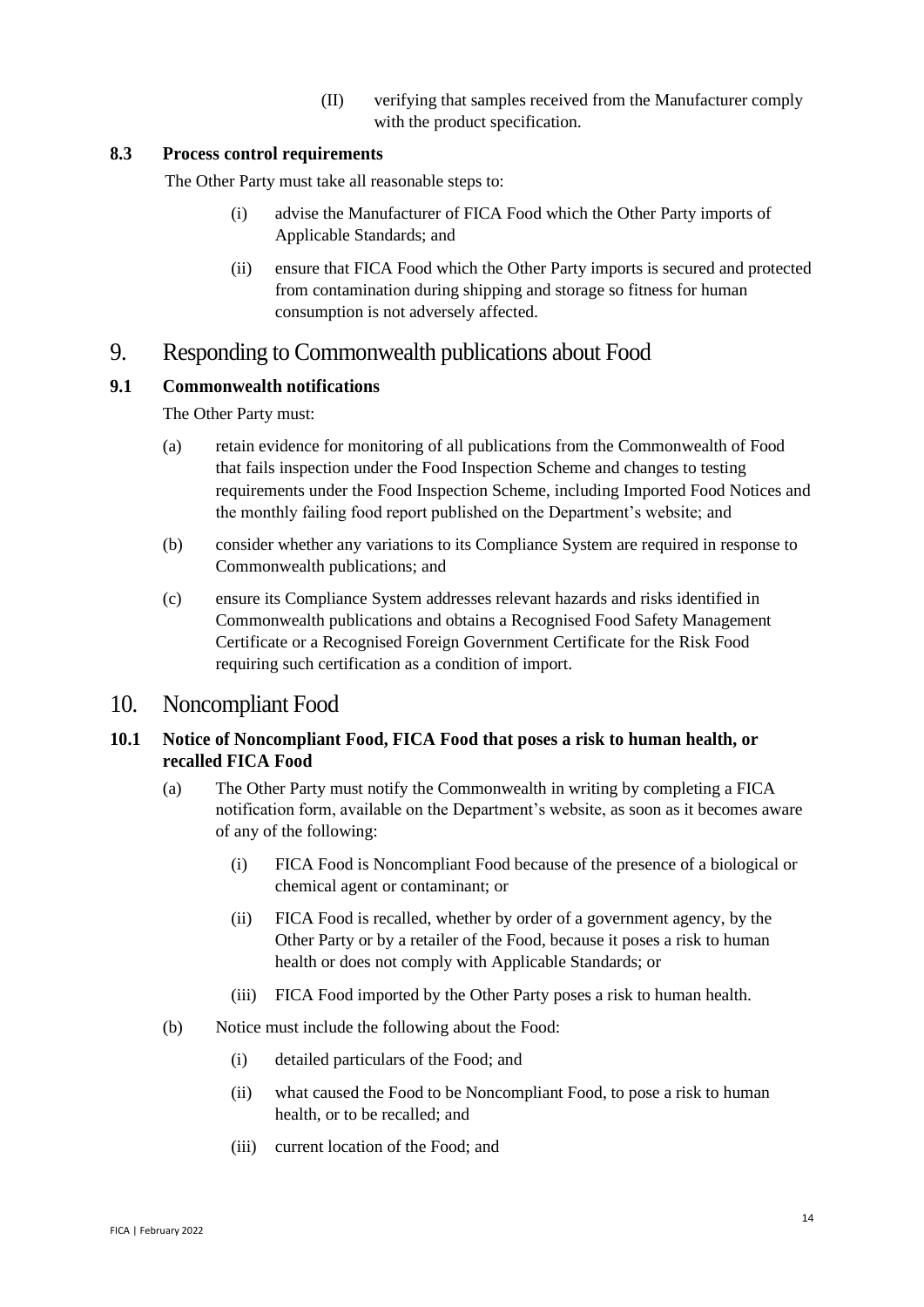(II) verifying that samples received from the Manufacturer comply with the product specification.

### 8.3 Process control requirements

The Other Party must take all reasonable steps to:

(i) advise the Manufacturer of FICA Food which the Other Party imports of Applicable Standards; and

(ii) ensure that FICA Food which the Other Party imports is secured and protected from contamination during shipping and storage so fitness for human consumption is not adversely affected.

## 9. Responding to Commonwealth publications about Food

### 9.1 Commonwealth notifications

The Other Party must:

(a) retain evidence for monitoring of all publications from the Commonwealth of Food that fails inspection under the Food Inspection Scheme and changes to testing requirements under the Food Inspection Scheme, including Imported Food Notices and the monthly failing food report published on the Department's website; and

(b) consider whether any variations to its Compliance System are required in response to Commonwealth publications; and

(c) ensure its Compliance System addresses relevant hazards and risks identified in Commonwealth publications and obtains a Recognised Food Safety Management Certificate or a Recognised Foreign Government Certificate for the Risk Food requiring such certification as a condition of import.

## 10. Noncompliant Food

### 10.1 Notice of Noncompliant Food, FICA Food that poses a risk to human health, or recalled FICA Food

(a) The Other Party must notify the Commonwealth in writing by completing a FICA notification form, available on the Department's website, as soon as it becomes aware of any of the following:

(i) FICA Food is Noncompliant Food because of the presence of a biological or chemical agent or contaminant; or

(ii) FICA Food is recalled, whether by order of a government agency, by the Other Party or by a retailer of the Food, because it poses a risk to human health or does not comply with Applicable Standards; or

(iii) FICA Food imported by the Other Party poses a risk to human health.

(b) Notice must include the following about the Food:

(i) detailed particulars of the Food; and

(ii) what caused the Food to be Noncompliant Food, to pose a risk to human health, or to be recalled; and

(iii) current location of the Food; and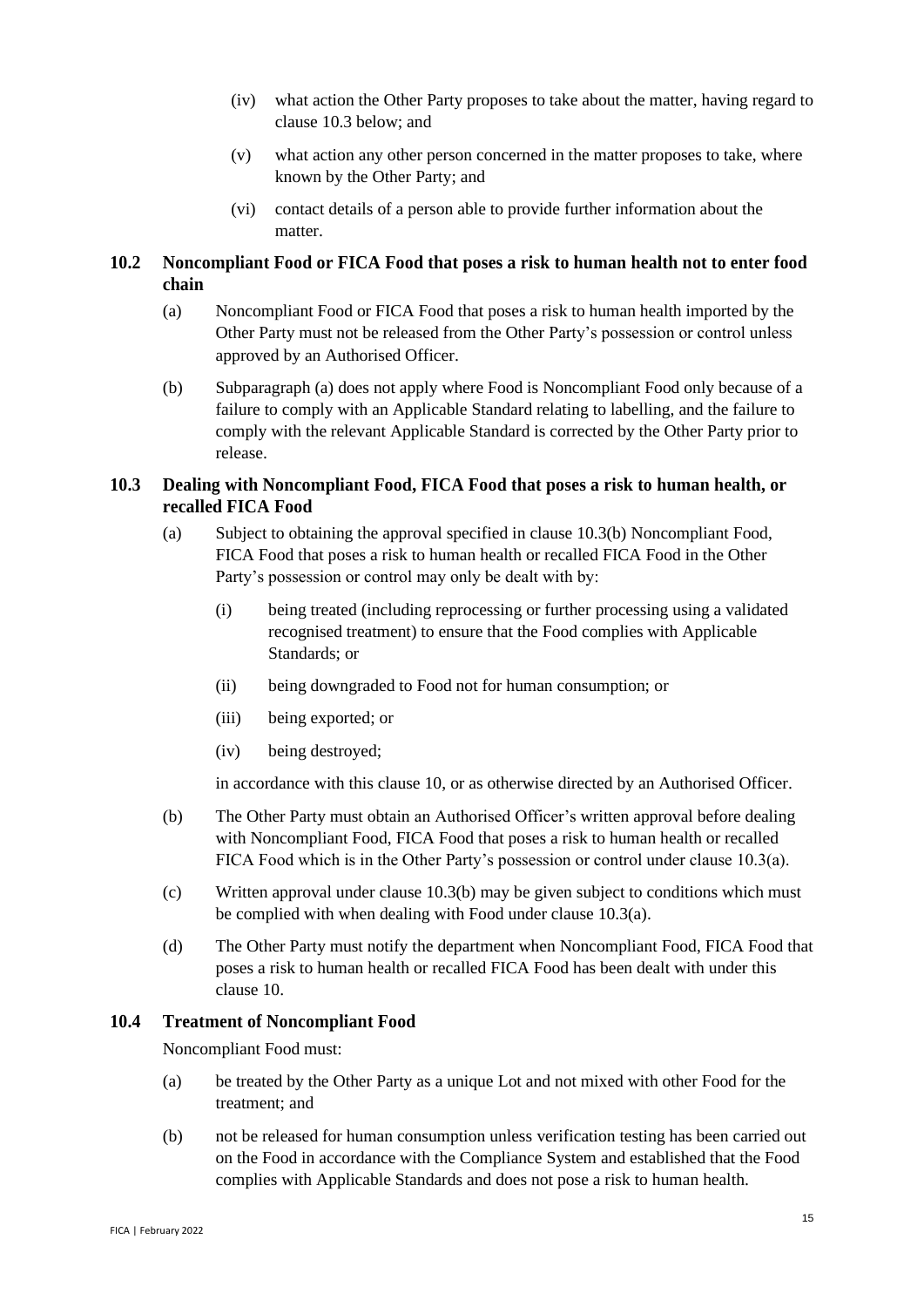(iv) what action the Other Party proposes to take about the matter, having regard to clause 10.3 below; and

(v) what action any other person concerned in the matter proposes to take, where known by the Other Party; and

(vi) contact details of a person able to provide further information about the matter.

### 10.2 Noncompliant Food or FICA Food that poses a risk to human health not to enter food chain

(a) Noncompliant Food or FICA Food that poses a risk to human health imported by the Other Party must not be released from the Other Party's possession or control unless approved by an Authorised Officer.

(b) Subparagraph (a) does not apply where Food is Noncompliant Food only because of a failure to comply with an Applicable Standard relating to labelling, and the failure to comply with the relevant Applicable Standard is corrected by the Other Party prior to release.

### 10.3 Dealing with Noncompliant Food, FICA Food that poses a risk to human health, or recalled FICA Food

(a) Subject to obtaining the approval specified in clause 10.3(b) Noncompliant Food, FICA Food that poses a risk to human health or recalled FICA Food in the Other Party's possession or control may only be dealt with by:

(i) being treated (including reprocessing or further processing using a validated recognised treatment) to ensure that the Food complies with Applicable Standards; or

(ii) being downgraded to Food not for human consumption; or

(iii) being exported; or

(iv) being destroyed;

in accordance with this clause 10, or as otherwise directed by an Authorised Officer.

(b) The Other Party must obtain an Authorised Officer's written approval before dealing with Noncompliant Food, FICA Food that poses a risk to human health or recalled FICA Food which is in the Other Party's possession or control under clause 10.3(a).

(c) Written approval under clause 10.3(b) may be given subject to conditions which must be complied with when dealing with Food under clause 10.3(a).

(d) The Other Party must notify the department when Noncompliant Food, FICA Food that poses a risk to human health or recalled FICA Food has been dealt with under this clause 10.

### 10.4 Treatment of Noncompliant Food

Noncompliant Food must:

(a) be treated by the Other Party as a unique Lot and not mixed with other Food for the treatment; and

(b) not be released for human consumption unless verification testing has been carried out on the Food in accordance with the Compliance System and established that the Food complies with Applicable Standards and does not pose a risk to human health.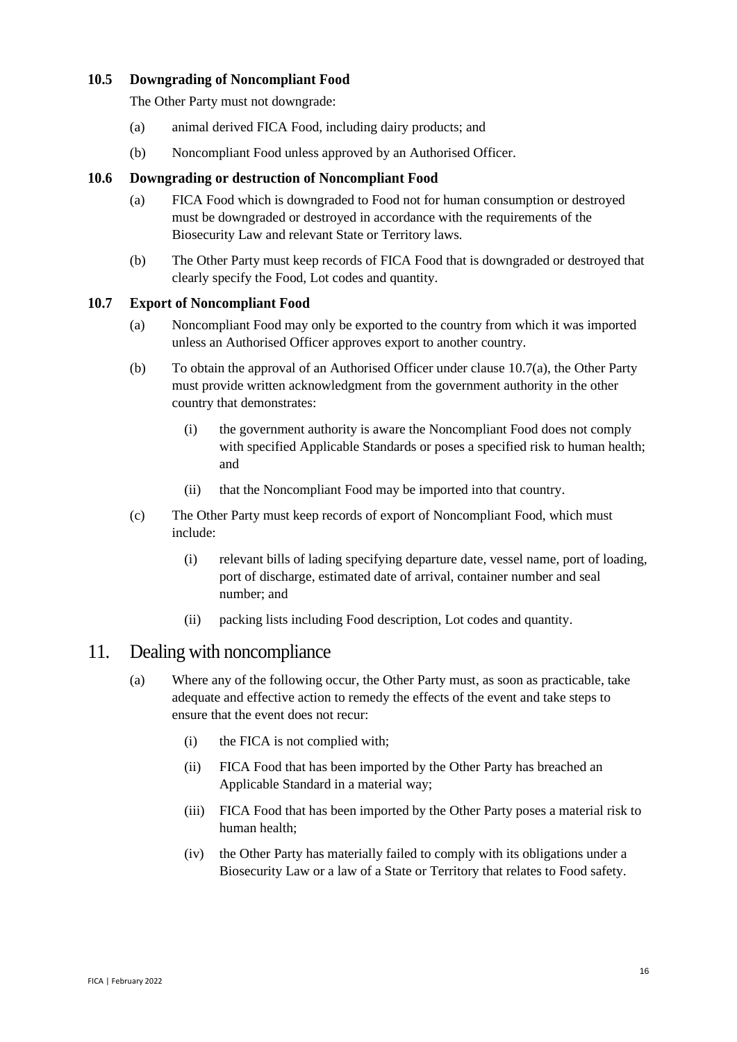### 10.5 Downgrading of Noncompliant Food

The Other Party must not downgrade:

(a) animal derived FICA Food, including dairy products; and

(b) Noncompliant Food unless approved by an Authorised Officer.

### 10.6 Downgrading or destruction of Noncompliant Food

(a) FICA Food which is downgraded to Food not for human consumption or destroyed must be downgraded or destroyed in accordance with the requirements of the Biosecurity Law and relevant State or Territory laws.

(b) The Other Party must keep records of FICA Food that is downgraded or destroyed that clearly specify the Food, Lot codes and quantity.

### 10.7 Export of Noncompliant Food

(a) Noncompliant Food may only be exported to the country from which it was imported unless an Authorised Officer approves export to another country.

(b) To obtain the approval of an Authorised Officer under clause 10.7(a), the Other Party must provide written acknowledgment from the government authority in the other country that demonstrates:

- (i) the government authority is aware the Noncompliant Food does not comply with specified Applicable Standards or poses a specified risk to human health; and
- (ii) that the Noncompliant Food may be imported into that country.

(c) The Other Party must keep records of export of Noncompliant Food, which must include:

- (i) relevant bills of lading specifying departure date, vessel name, port of loading, port of discharge, estimated date of arrival, container number and seal number; and
- (ii) packing lists including Food description, Lot codes and quantity.

## 11. Dealing with noncompliance

(a) Where any of the following occur, the Other Party must, as soon as practicable, take adequate and effective action to remedy the effects of the event and take steps to ensure that the event does not recur:

- (i) the FICA is not complied with;
- (ii) FICA Food that has been imported by the Other Party has breached an Applicable Standard in a material way;
- (iii) FICA Food that has been imported by the Other Party poses a material risk to human health;
- (iv) the Other Party has materially failed to comply with its obligations under a Biosecurity Law or a law of a State or Territory that relates to Food safety.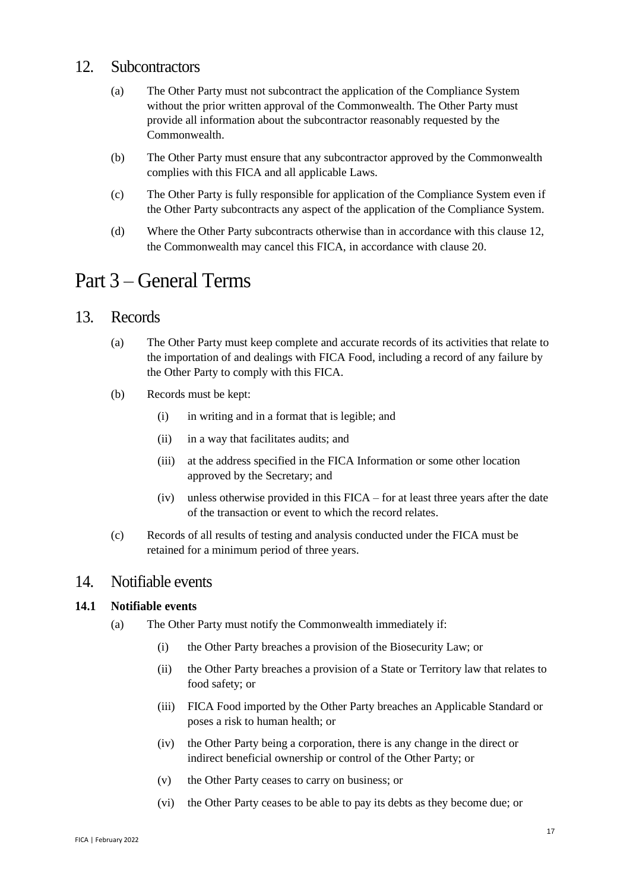## 12. Subcontractors

(a) The Other Party must not subcontract the application of the Compliance System without the prior written approval of the Commonwealth. The Other Party must provide all information about the subcontractor reasonably requested by the Commonwealth.

(b) The Other Party must ensure that any subcontractor approved by the Commonwealth complies with this FICA and all applicable Laws.

(c) The Other Party is fully responsible for application of the Compliance System even if the Other Party subcontracts any aspect of the application of the Compliance System.

(d) Where the Other Party subcontracts otherwise than in accordance with this clause 12, the Commonwealth may cancel this FICA, in accordance with clause 20.

# Part 3 – General Terms

## 13. Records

(a) The Other Party must keep complete and accurate records of its activities that relate to the importation of and dealings with FICA Food, including a record of any failure by the Other Party to comply with this FICA.

(b) Records must be kept:

(i) in writing and in a format that is legible; and

(ii) in a way that facilitates audits; and

(iii) at the address specified in the FICA Information or some other location approved by the Secretary; and

(iv) unless otherwise provided in this FICA – for at least three years after the date of the transaction or event to which the record relates.

(c) Records of all results of testing and analysis conducted under the FICA must be retained for a minimum period of three years.

## 14. Notifiable events

### 14.1 Notifiable events

(a) The Other Party must notify the Commonwealth immediately if:

(i) the Other Party breaches a provision of the Biosecurity Law; or

(ii) the Other Party breaches a provision of a State or Territory law that relates to food safety; or

(iii) FICA Food imported by the Other Party breaches an Applicable Standard or poses a risk to human health; or

(iv) the Other Party being a corporation, there is any change in the direct or indirect beneficial ownership or control of the Other Party; or

(v) the Other Party ceases to carry on business; or

(vi) the Other Party ceases to be able to pay its debts as they become due; or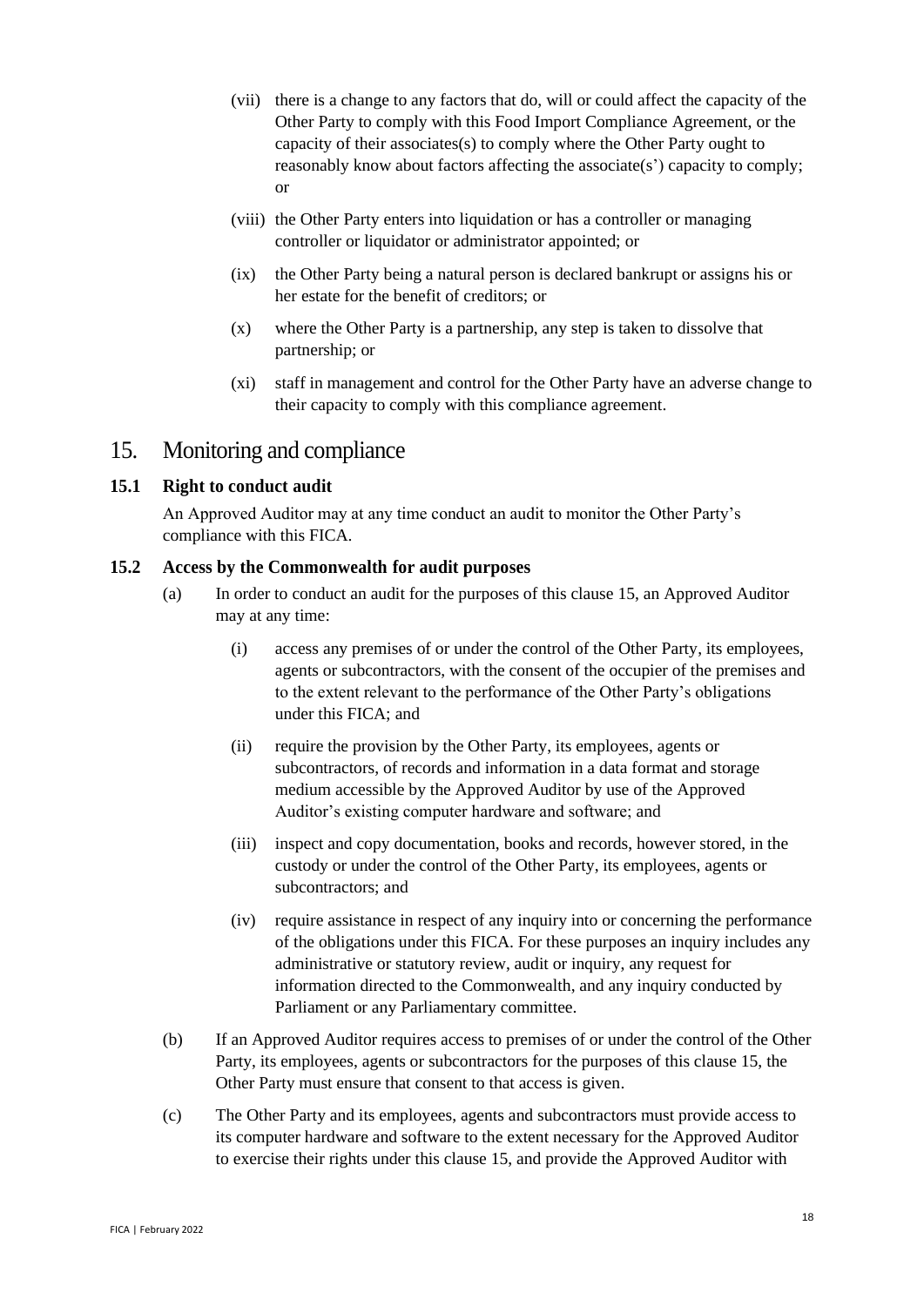(vii) there is a change to any factors that do, will or could affect the capacity of the Other Party to comply with this Food Import Compliance Agreement, or the capacity of their associates(s) to comply where the Other Party ought to reasonably know about factors affecting the associate(s') capacity to comply; or

(viii) the Other Party enters into liquidation or has a controller or managing controller or liquidator or administrator appointed; or

(ix) the Other Party being a natural person is declared bankrupt or assigns his or her estate for the benefit of creditors; or

(x) where the Other Party is a partnership, any step is taken to dissolve that partnership; or

(xi) staff in management and control for the Other Party have an adverse change to their capacity to comply with this compliance agreement.

# 15. Monitoring and compliance

### 15.1 Right to conduct audit

An Approved Auditor may at any time conduct an audit to monitor the Other Party's compliance with this FICA.

### 15.2 Access by the Commonwealth for audit purposes

(a) In order to conduct an audit for the purposes of this clause 15, an Approved Auditor may at any time:

(i) access any premises of or under the control of the Other Party, its employees, agents or subcontractors, with the consent of the occupier of the premises and to the extent relevant to the performance of the Other Party's obligations under this FICA; and

(ii) require the provision by the Other Party, its employees, agents or subcontractors, of records and information in a data format and storage medium accessible by the Approved Auditor by use of the Approved Auditor's existing computer hardware and software; and

(iii) inspect and copy documentation, books and records, however stored, in the custody or under the control of the Other Party, its employees, agents or subcontractors; and

(iv) require assistance in respect of any inquiry into or concerning the performance of the obligations under this FICA. For these purposes an inquiry includes any administrative or statutory review, audit or inquiry, any request for information directed to the Commonwealth, and any inquiry conducted by Parliament or any Parliamentary committee.

(b) If an Approved Auditor requires access to premises of or under the control of the Other Party, its employees, agents or subcontractors for the purposes of this clause 15, the Other Party must ensure that consent to that access is given.

(c) The Other Party and its employees, agents and subcontractors must provide access to its computer hardware and software to the extent necessary for the Approved Auditor to exercise their rights under this clause 15, and provide the Approved Auditor with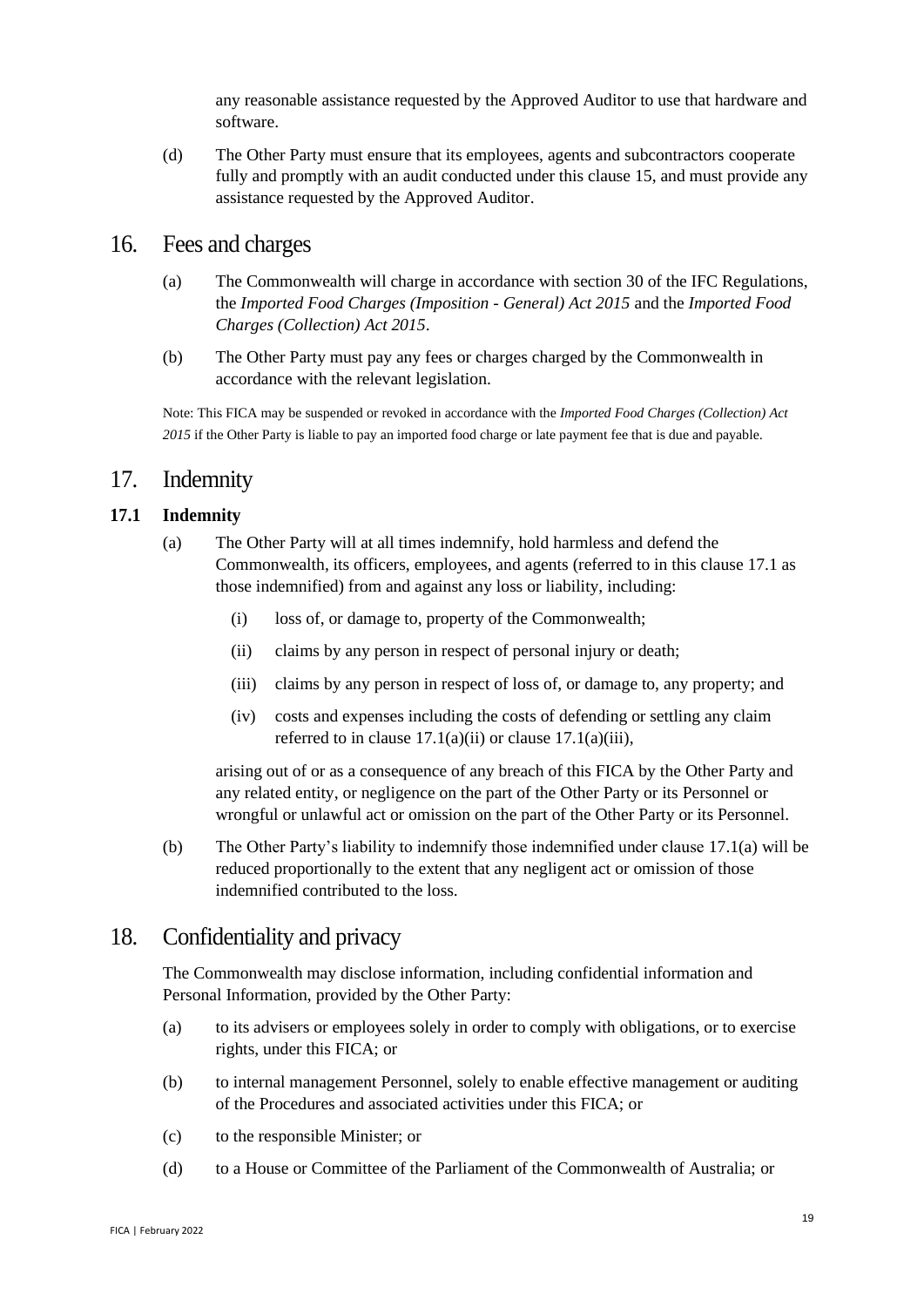any reasonable assistance requested by the Approved Auditor to use that hardware and software.

(d) The Other Party must ensure that its employees, agents and subcontractors cooperate fully and promptly with an audit conducted under this clause 15, and must provide any assistance requested by the Approved Auditor.

# 16. Fees and charges

(a) The Commonwealth will charge in accordance with section 30 of the IFC Regulations, the *Imported Food Charges (Imposition - General) Act 2015* and the *Imported Food Charges (Collection) Act 2015*.

(b) The Other Party must pay any fees or charges charged by the Commonwealth in accordance with the relevant legislation.

Note: This FICA may be suspended or revoked in accordance with the *Imported Food Charges (Collection) Act 2015* if the Other Party is liable to pay an imported food charge or late payment fee that is due and payable.

# 17. Indemnity

## 17.1 Indemnity

(a) The Other Party will at all times indemnify, hold harmless and defend the Commonwealth, its officers, employees, and agents (referred to in this clause 17.1 as those indemnified) from and against any loss or liability, including:

  (i) loss of, or damage to, property of the Commonwealth;

  (ii) claims by any person in respect of personal injury or death;

  (iii) claims by any person in respect of loss of, or damage to, any property; and

  (iv) costs and expenses including the costs of defending or settling any claim referred to in clause 17.1(a)(ii) or clause 17.1(a)(iii),

arising out of or as a consequence of any breach of this FICA by the Other Party and any related entity, or negligence on the part of the Other Party or its Personnel or wrongful or unlawful act or omission on the part of the Other Party or its Personnel.

(b) The Other Party's liability to indemnify those indemnified under clause 17.1(a) will be reduced proportionally to the extent that any negligent act or omission of those indemnified contributed to the loss.

# 18. Confidentiality and privacy

The Commonwealth may disclose information, including confidential information and Personal Information, provided by the Other Party:

(a) to its advisers or employees solely in order to comply with obligations, or to exercise rights, under this FICA; or

(b) to internal management Personnel, solely to enable effective management or auditing of the Procedures and associated activities under this FICA; or

(c) to the responsible Minister; or

(d) to a House or Committee of the Parliament of the Commonwealth of Australia; or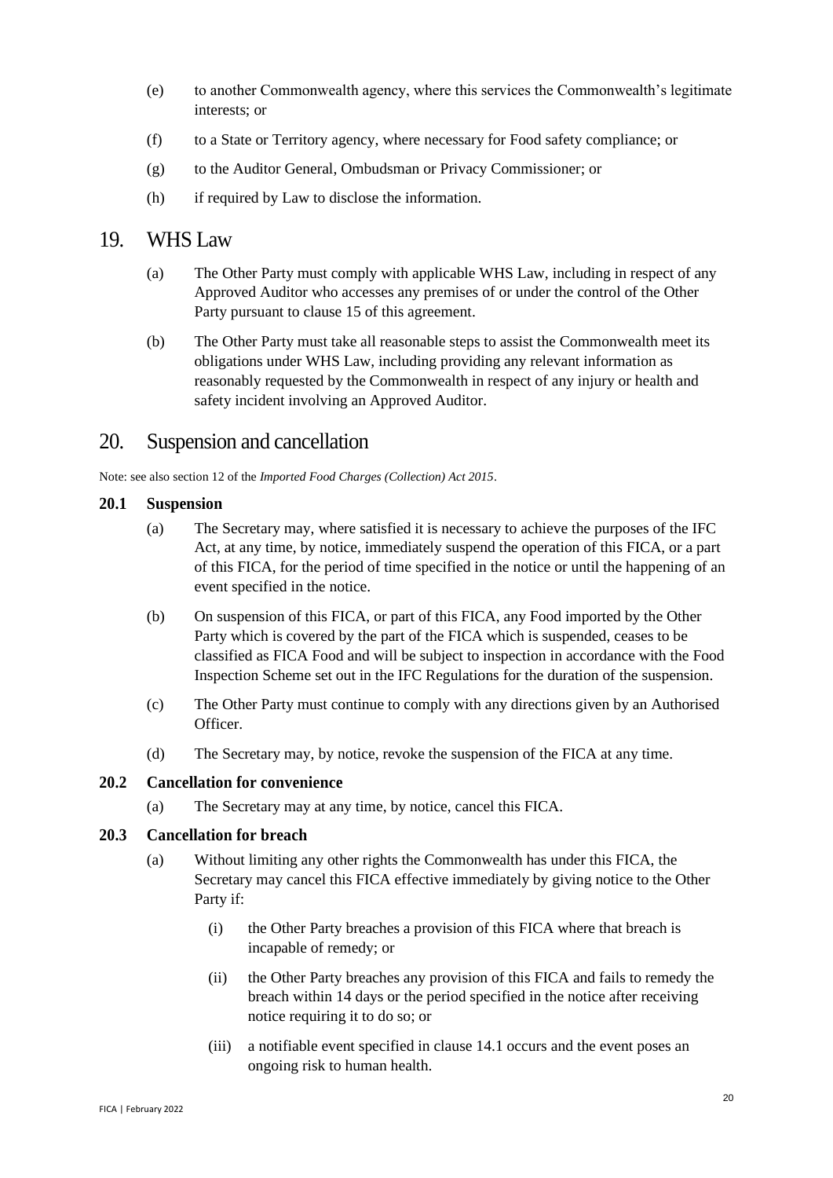(e) to another Commonwealth agency, where this services the Commonwealth's legitimate interests; or

(f) to a State or Territory agency, where necessary for Food safety compliance; or

(g) to the Auditor General, Ombudsman or Privacy Commissioner; or

(h) if required by Law to disclose the information.

# 19. WHS Law

(a) The Other Party must comply with applicable WHS Law, including in respect of any Approved Auditor who accesses any premises of or under the control of the Other Party pursuant to clause 15 of this agreement.

(b) The Other Party must take all reasonable steps to assist the Commonwealth meet its obligations under WHS Law, including providing any relevant information as reasonably requested by the Commonwealth in respect of any injury or health and safety incident involving an Approved Auditor.

# 20. Suspension and cancellation

Note: see also section 12 of the *Imported Food Charges (Collection) Act 2015*.

### 20.1 Suspension

(a) The Secretary may, where satisfied it is necessary to achieve the purposes of the IFC Act, at any time, by notice, immediately suspend the operation of this FICA, or a part of this FICA, for the period of time specified in the notice or until the happening of an event specified in the notice.

(b) On suspension of this FICA, or part of this FICA, any Food imported by the Other Party which is covered by the part of the FICA which is suspended, ceases to be classified as FICA Food and will be subject to inspection in accordance with the Food Inspection Scheme set out in the IFC Regulations for the duration of the suspension.

(c) The Other Party must continue to comply with any directions given by an Authorised Officer.

(d) The Secretary may, by notice, revoke the suspension of the FICA at any time.

### 20.2 Cancellation for convenience

(a) The Secretary may at any time, by notice, cancel this FICA.

### 20.3 Cancellation for breach

(a) Without limiting any other rights the Commonwealth has under this FICA, the Secretary may cancel this FICA effective immediately by giving notice to the Other Party if:

   (i) the Other Party breaches a provision of this FICA where that breach is incapable of remedy; or

   (ii) the Other Party breaches any provision of this FICA and fails to remedy the breach within 14 days or the period specified in the notice after receiving notice requiring it to do so; or

   (iii) a notifiable event specified in clause 14.1 occurs and the event poses an ongoing risk to human health.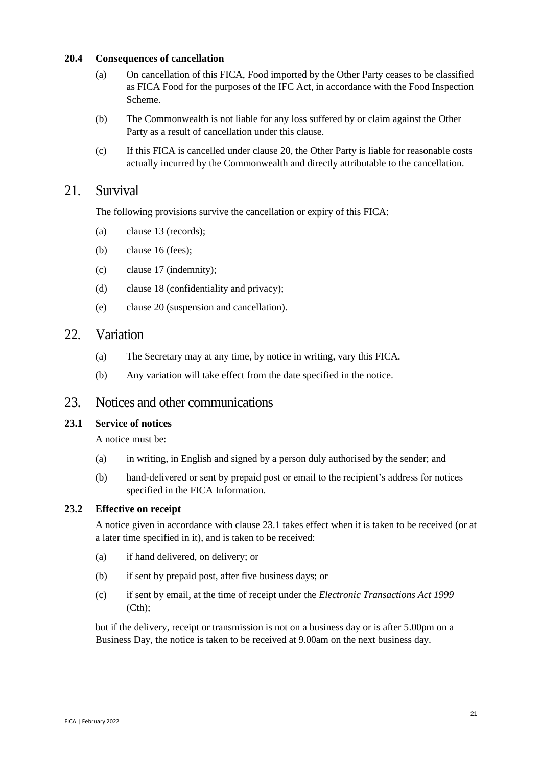### 20.4 Consequences of cancellation

(a) On cancellation of this FICA, Food imported by the Other Party ceases to be classified as FICA Food for the purposes of the IFC Act, in accordance with the Food Inspection Scheme.

(b) The Commonwealth is not liable for any loss suffered by or claim against the Other Party as a result of cancellation under this clause.

(c) If this FICA is cancelled under clause 20, the Other Party is liable for reasonable costs actually incurred by the Commonwealth and directly attributable to the cancellation.

## 21. Survival

The following provisions survive the cancellation or expiry of this FICA:

(a) clause 13 (records);

(b) clause 16 (fees);

(c) clause 17 (indemnity);

(d) clause 18 (confidentiality and privacy);

(e) clause 20 (suspension and cancellation).

## 22. Variation

(a) The Secretary may at any time, by notice in writing, vary this FICA.

(b) Any variation will take effect from the date specified in the notice.

## 23. Notices and other communications

### 23.1 Service of notices

A notice must be:

(a) in writing, in English and signed by a person duly authorised by the sender; and

(b) hand-delivered or sent by prepaid post or email to the recipient's address for notices specified in the FICA Information.

### 23.2 Effective on receipt

A notice given in accordance with clause 23.1 takes effect when it is taken to be received (or at a later time specified in it), and is taken to be received:

(a) if hand delivered, on delivery; or

(b) if sent by prepaid post, after five business days; or

(c) if sent by email, at the time of receipt under the *Electronic Transactions Act 1999* (Cth);

but if the delivery, receipt or transmission is not on a business day or is after 5.00pm on a Business Day, the notice is taken to be received at 9.00am on the next business day.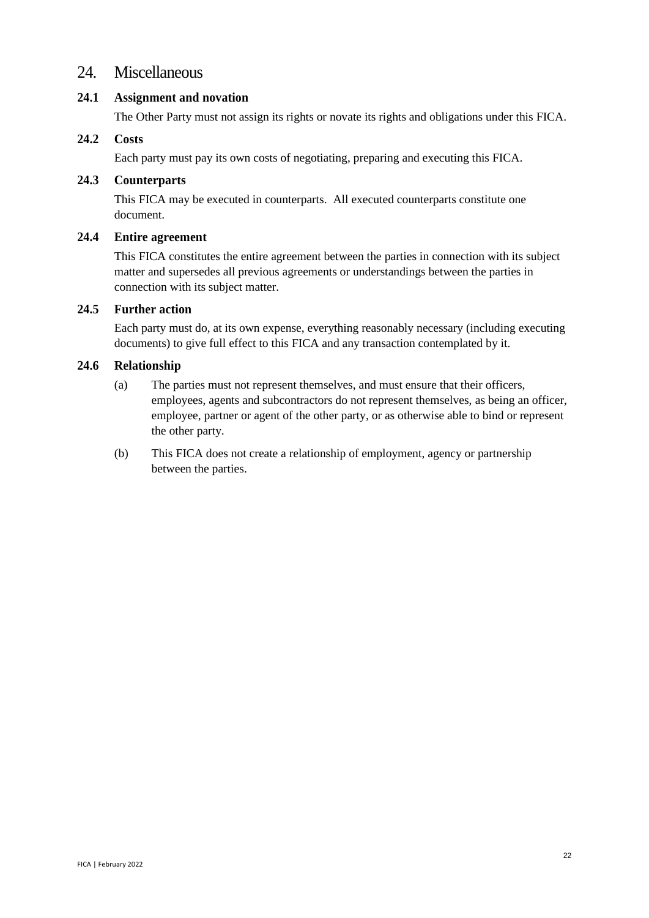# 24. Miscellaneous

### 24.1 Assignment and novation

The Other Party must not assign its rights or novate its rights and obligations under this FICA.

### 24.2 Costs

Each party must pay its own costs of negotiating, preparing and executing this FICA.

### 24.3 Counterparts

This FICA may be executed in counterparts. All executed counterparts constitute one document.

### 24.4 Entire agreement

This FICA constitutes the entire agreement between the parties in connection with its subject matter and supersedes all previous agreements or understandings between the parties in connection with its subject matter.

### 24.5 Further action

Each party must do, at its own expense, everything reasonably necessary (including executing documents) to give full effect to this FICA and any transaction contemplated by it.

### 24.6 Relationship

(a) The parties must not represent themselves, and must ensure that their officers, employees, agents and subcontractors do not represent themselves, as being an officer, employee, partner or agent of the other party, or as otherwise able to bind or represent the other party.

(b) This FICA does not create a relationship of employment, agency or partnership between the parties.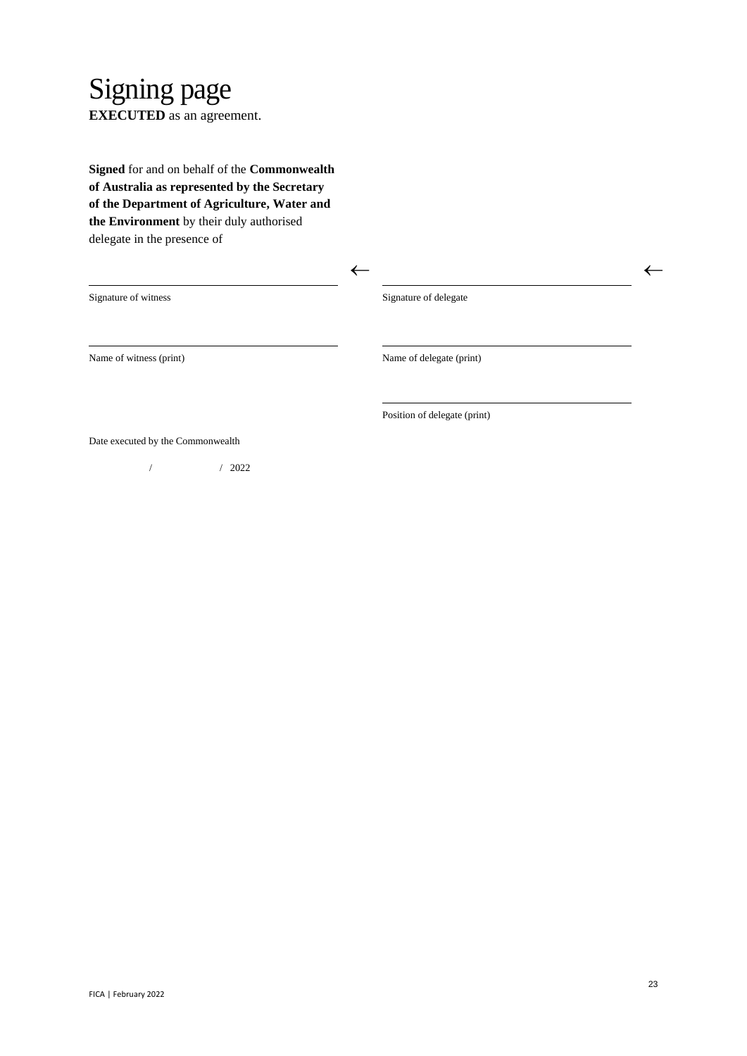# Signing page

**EXECUTED** as an agreement.

**Signed** for and on behalf of the **Commonwealth of Australia as represented by the Secretary of the Department of Agriculture, Water and the Environment** by their duly authorised delegate in the presence of

| | |
|---|---|
| ______________________________ ← | ______________________________ ← |
| Signature of witness | Signature of delegate |
| ______________________________ | ______________________________ |
| Name of witness (print) | Name of delegate (print) |
| | ______________________________ |
| | Position of delegate (print) |

Date executed by the Commonwealth

/ / 2022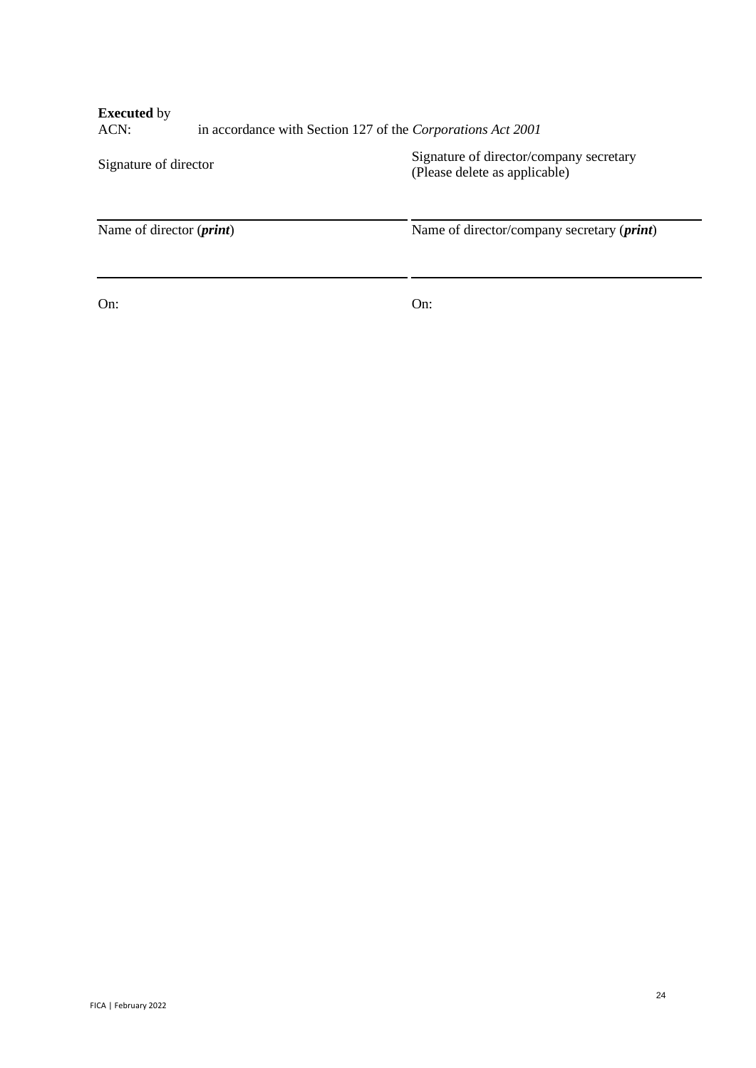**Executed** by
ACN: in accordance with Section 127 of the *Corporations Act 2001*

| Signature of director | Signature of director/company secretary (Please delete as applicable) |
| --- | --- |
| Name of director (***print***) | Name of director/company secretary (***print***) |
| On: | On: |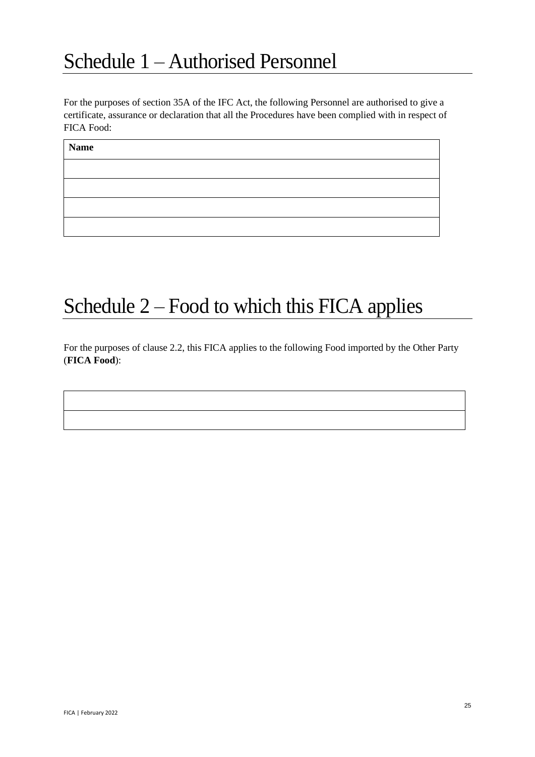# Schedule 1 – Authorised Personnel

For the purposes of section 35A of the IFC Act, the following Personnel are authorised to give a certificate, assurance or declaration that all the Procedures have been complied with in respect of FICA Food:

| **Name** |
|---|
| |
| |
| |
| |

# Schedule 2 – Food to which this FICA applies

For the purposes of clause 2.2, this FICA applies to the following Food imported by the Other Party (**FICA Food**):

| |
|---|
| |
| |